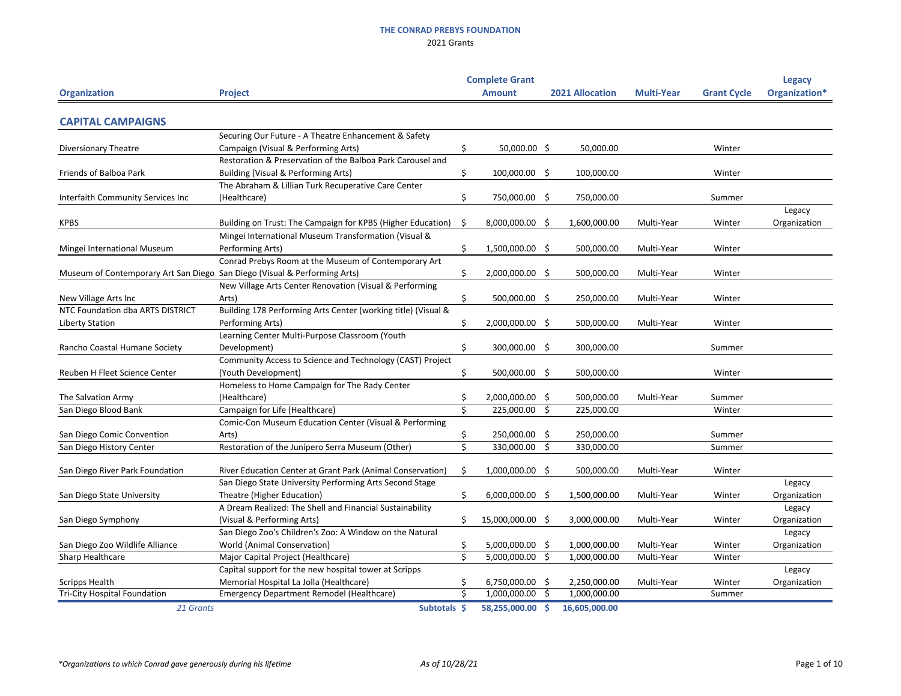**THE CONRAD PREBYS FOUNDATION**

2021 Grants

| Organization | Project | Complete Grant Amount | 2021 Allocation | Multi-Year | Grant Cycle | Legacy Organization* |
|---|---|---|---|---|---|---|
| **CAPITAL CAMPAIGNS** | | | | | | |
| Diversionary Theatre | Securing Our Future - A Theatre Enhancement & Safety Campaign (Visual & Performing Arts) | $ 50,000.00 | $ 50,000.00 | | Winter | |
| Friends of Balboa Park | Restoration & Preservation of the Balboa Park Carousel and Building (Visual & Performing Arts) | $ 100,000.00 | $ 100,000.00 | | Winter | |
| Interfaith Community Services Inc | The Abraham & Lillian Turk Recuperative Care Center (Healthcare) | $ 750,000.00 | $ 750,000.00 | | Summer | |
| KPBS | Building on Trust: The Campaign for KPBS (Higher Education) | $ 8,000,000.00 | $ 1,600,000.00 | Multi-Year | Winter | Legacy Organization |
| Mingei International Museum | Mingei International Museum Transformation (Visual & Performing Arts) | $ 1,500,000.00 | $ 500,000.00 | Multi-Year | Winter | |
| Museum of Contemporary Art San Diego | Conrad Prebys Room at the Museum of Contemporary Art San Diego (Visual & Performing Arts) | $ 2,000,000.00 | $ 500,000.00 | Multi-Year | Winter | |
| New Village Arts Inc | New Village Arts Center Renovation (Visual & Performing Arts) | $ 500,000.00 | $ 250,000.00 | Multi-Year | Winter | |
| NTC Foundation dba ARTS DISTRICT Liberty Station | Building 178 Performing Arts Center (working title) (Visual & Performing Arts) | $ 2,000,000.00 | $ 500,000.00 | Multi-Year | Winter | |
| Rancho Coastal Humane Society | Learning Center Multi-Purpose Classroom (Youth Development) | $ 300,000.00 | $ 300,000.00 | | Summer | |
| Reuben H Fleet Science Center | Community Access to Science and Technology (CAST) Project (Youth Development) | $ 500,000.00 | $ 500,000.00 | | Winter | |
| The Salvation Army | Homeless to Home Campaign for The Rady Center (Healthcare) | $ 2,000,000.00 | $ 500,000.00 | Multi-Year | Summer | |
| San Diego Blood Bank | Campaign for Life (Healthcare) | $ 225,000.00 | $ 225,000.00 | | Winter | |
| San Diego Comic Convention | Comic-Con Museum Education Center (Visual & Performing Arts) | $ 250,000.00 | $ 250,000.00 | | Summer | |
| San Diego History Center | Restoration of the Junípero Serra Museum (Other) | $ 330,000.00 | $ 330,000.00 | | Summer | |
| San Diego River Park Foundation | River Education Center at Grant Park (Animal Conservation) | $ 1,000,000.00 | $ 500,000.00 | Multi-Year | Winter | |
| San Diego State University | San Diego State University Performing Arts Second Stage Theatre (Higher Education) | $ 6,000,000.00 | $ 1,500,000.00 | Multi-Year | Winter | Legacy Organization |
| San Diego Symphony | A Dream Realized: The Shell and Financial Sustainability (Visual & Performing Arts) | $ 15,000,000.00 | $ 3,000,000.00 | Multi-Year | Winter | Legacy Organization |
| San Diego Zoo Wildlife Alliance | San Diego Zoo's Children's Zoo: A Window on the Natural World (Animal Conservation) | $ 5,000,000.00 | $ 1,000,000.00 | Multi-Year | Winter | Legacy Organization |
| Sharp Healthcare | Major Capital Project (Healthcare) | $ 5,000,000.00 | $ 1,000,000.00 | Multi-Year | Winter | |
| Scripps Health | Capital support for the new hospital tower at Scripps Memorial Hospital La Jolla (Healthcare) | $ 6,750,000.00 | $ 2,250,000.00 | Multi-Year | Winter | Legacy Organization |
| Tri-City Hospital Foundation | Emergency Department Remodel (Healthcare) | $ 1,000,000.00 | $ 1,000,000.00 | | Summer | |
| *21 Grants* | **Subtotals** | **$ 58,255,000.00** | **$ 16,605,000.00** | | | |

*\*Organizations to which Conrad gave generously during his lifetime*

*As of 10/28/21*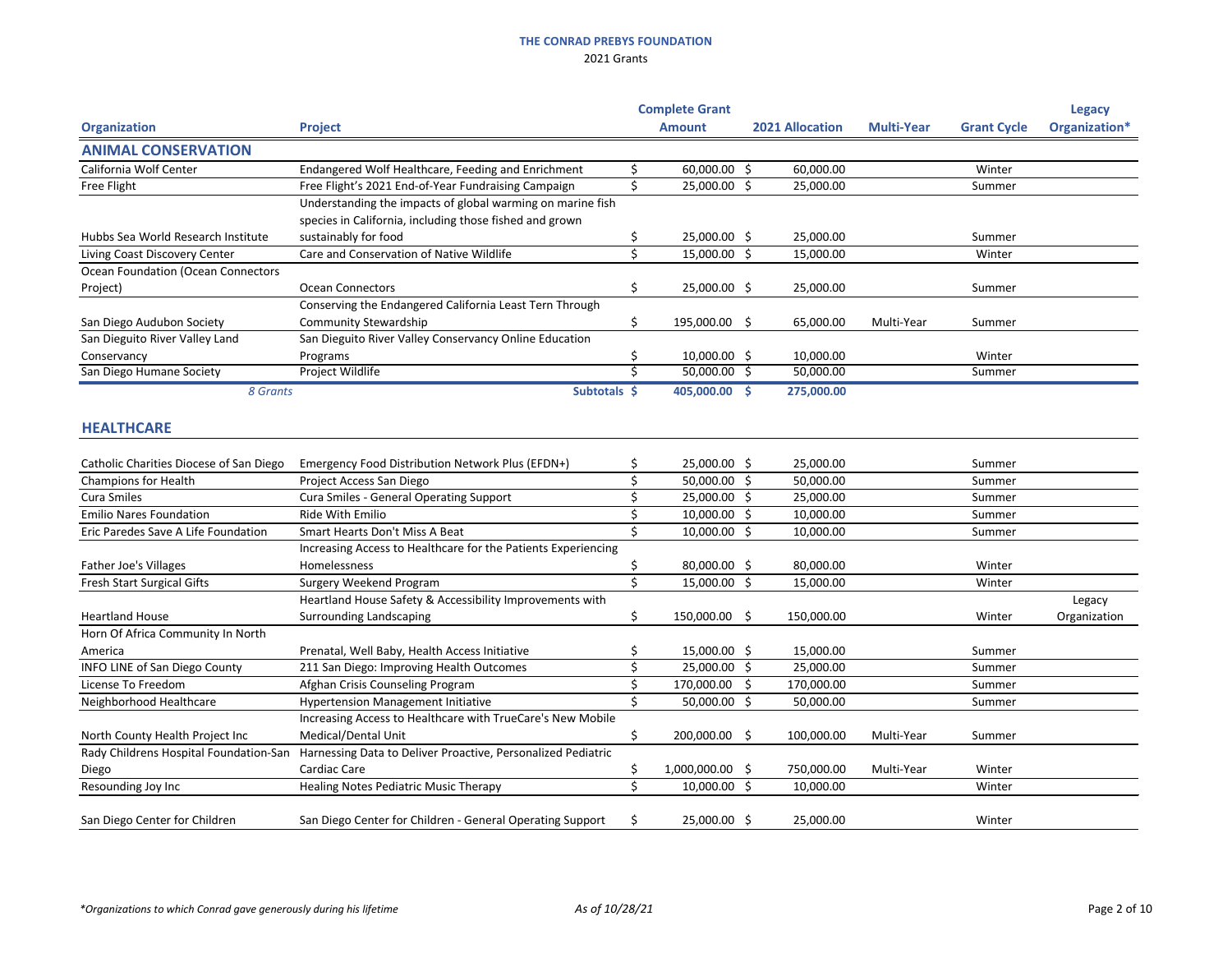# THE CONRAD PREBYS FOUNDATION

2021 Grants

| Organization | Project | Complete Grant Amount | 2021 Allocation | Multi-Year | Grant Cycle | Legacy Organization* |
|---|---|---|---|---|---|---|
| **ANIMAL CONSERVATION** | | | | | | |
| California Wolf Center | Endangered Wolf Healthcare, Feeding and Enrichment | $ 60,000.00 | $ 60,000.00 | | Winter | |
| Free Flight | Free Flight's 2021 End-of-Year Fundraising Campaign | $ 25,000.00 | $ 25,000.00 | | Summer | |
| Hubbs Sea World Research Institute | Understanding the impacts of global warming on marine fish species in California, including those fished and grown sustainably for food | $ 25,000.00 | $ 25,000.00 | | Summer | |
| Living Coast Discovery Center | Care and Conservation of Native Wildlife | $ 15,000.00 | $ 15,000.00 | | Winter | |
| Ocean Foundation (Ocean Connectors Project) | Ocean Connectors | $ 25,000.00 | $ 25,000.00 | | Summer | |
| San Diego Audubon Society | Conserving the Endangered California Least Tern Through Community Stewardship | $ 195,000.00 | $ 65,000.00 | Multi-Year | Summer | |
| San Dieguito River Valley Land Conservancy | San Dieguito River Valley Conservancy Online Education Programs | $ 10,000.00 | $ 10,000.00 | | Winter | |
| San Diego Humane Society | Project Wildlife | $ 50,000.00 | $ 50,000.00 | | Summer | |
| *8 Grants* | **Subtotals** | **$ 405,000.00** | **$ 275,000.00** | | | |
| **HEALTHCARE** | | | | | | |
| Catholic Charities Diocese of San Diego | Emergency Food Distribution Network Plus (EFDN+) | $ 25,000.00 | $ 25,000.00 | | Summer | |
| Champions for Health | Project Access San Diego | $ 50,000.00 | $ 50,000.00 | | Summer | |
| Cura Smiles | Cura Smiles - General Operating Support | $ 25,000.00 | $ 25,000.00 | | Summer | |
| Emilio Nares Foundation | Ride With Emilio | $ 10,000.00 | $ 10,000.00 | | Summer | |
| Eric Paredes Save A Life Foundation | Smart Hearts Don't Miss A Beat | $ 10,000.00 | $ 10,000.00 | | Summer | |
| Father Joe's Villages | Increasing Access to Healthcare for the Patients Experiencing Homelessness | $ 80,000.00 | $ 80,000.00 | | Winter | |
| Fresh Start Surgical Gifts | Surgery Weekend Program | $ 15,000.00 | $ 15,000.00 | | Winter | |
| Heartland House | Heartland House Safety & Accessibility Improvements with Surrounding Landscaping | $ 150,000.00 | $ 150,000.00 | | Winter | Legacy Organization |
| Horn Of Africa Community In North America | Prenatal, Well Baby, Health Access Initiative | $ 15,000.00 | $ 15,000.00 | | Summer | |
| INFO LINE of San Diego County | 211 San Diego: Improving Health Outcomes | $ 25,000.00 | $ 25,000.00 | | Summer | |
| License To Freedom | Afghan Crisis Counseling Program | $ 170,000.00 | $ 170,000.00 | | Summer | |
| Neighborhood Healthcare | Hypertension Management Initiative | $ 50,000.00 | $ 50,000.00 | | Summer | |
| North County Health Project Inc | Increasing Access to Healthcare with TrueCare's New Mobile Medical/Dental Unit | $ 200,000.00 | $ 100,000.00 | Multi-Year | Summer | |
| Rady Childrens Hospital Foundation-San Diego | Harnessing Data to Deliver Proactive, Personalized Pediatric Cardiac Care | $ 1,000,000.00 | $ 750,000.00 | Multi-Year | Winter | |
| Resounding Joy Inc | Healing Notes Pediatric Music Therapy | $ 10,000.00 | $ 10,000.00 | | Winter | |
| San Diego Center for Children | San Diego Center for Children - General Operating Support | $ 25,000.00 | $ 25,000.00 | | Winter | |

*\*Organizations to which Conrad gave generously during his lifetime*

*As of 10/28/21*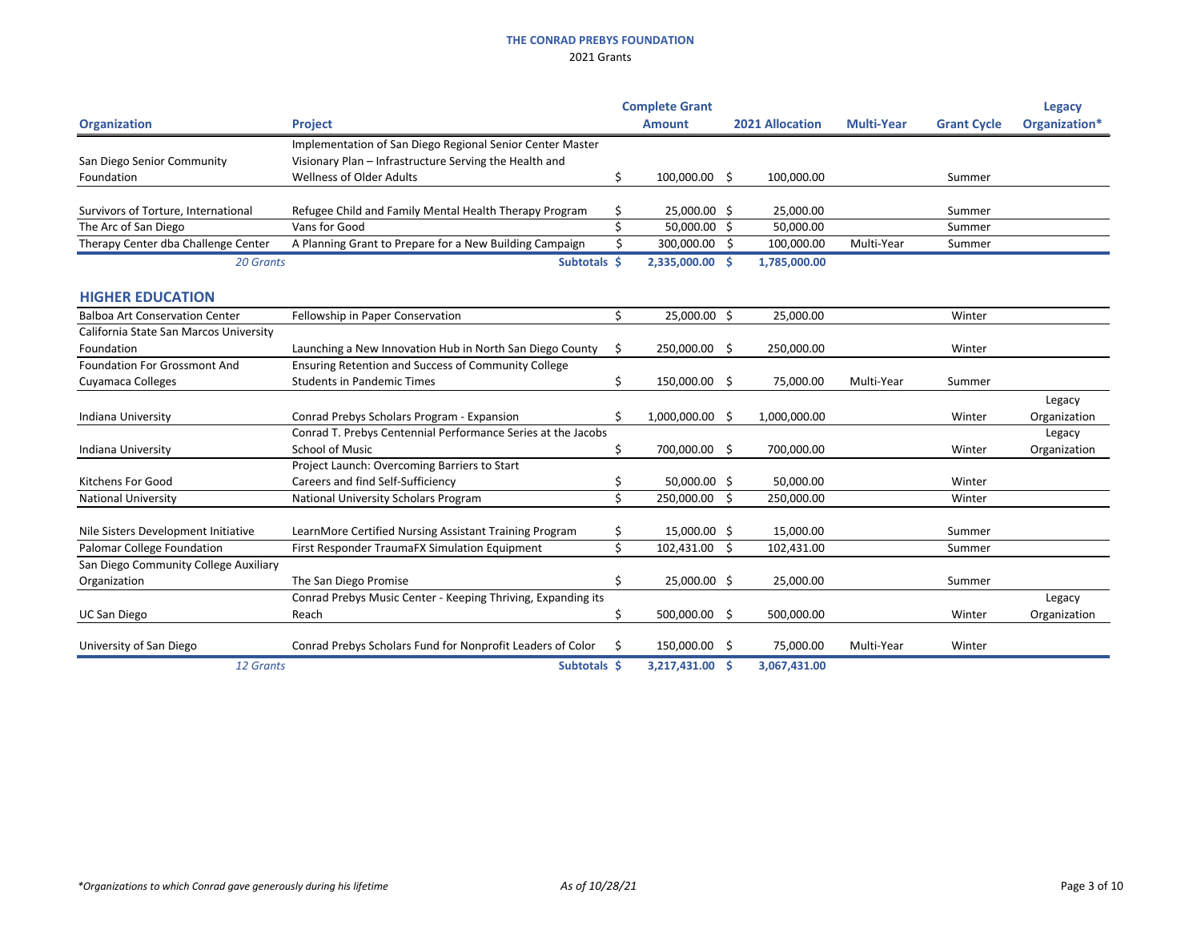**THE CONRAD PREBYS FOUNDATION**

2021 Grants

| Organization | Project | Complete Grant Amount | 2021 Allocation | Multi-Year | Grant Cycle | Legacy Organization* |
|---|---|---|---|---|---|---|
| San Diego Senior Community Foundation | Implementation of San Diego Regional Senior Center Master Visionary Plan – Infrastructure Serving the Health and Wellness of Older Adults | $ 100,000.00 | $ 100,000.00 | | Summer | |
| Survivors of Torture, International | Refugee Child and Family Mental Health Therapy Program | $ 25,000.00 | $ 25,000.00 | | Summer | |
| The Arc of San Diego | Vans for Good | $ 50,000.00 | $ 50,000.00 | | Summer | |
| Therapy Center dba Challenge Center | A Planning Grant to Prepare for a New Building Campaign | $ 300,000.00 | $ 100,000.00 | Multi-Year | Summer | |
| *20 Grants* | **Subtotals** | **$ 2,335,000.00** | **$ 1,785,000.00** | | | |

## HIGHER EDUCATION

| Organization | Project | Complete Grant Amount | 2021 Allocation | Multi-Year | Grant Cycle | Legacy Organization* |
|---|---|---|---|---|---|---|
| Balboa Art Conservation Center | Fellowship in Paper Conservation | $ 25,000.00 | $ 25,000.00 | | Winter | |
| California State San Marcos University Foundation | Launching a New Innovation Hub in North San Diego County | $ 250,000.00 | $ 250,000.00 | | Winter | |
| Foundation For Grossmont And Cuyamaca Colleges | Ensuring Retention and Success of Community College Students in Pandemic Times | $ 150,000.00 | $ 75,000.00 | Multi-Year | Summer | |
| Indiana University | Conrad Prebys Scholars Program - Expansion | $ 1,000,000.00 | $ 1,000,000.00 | | Winter | Legacy Organization |
| Indiana University | Conrad T. Prebys Centennial Performance Series at the Jacobs School of Music | $ 700,000.00 | $ 700,000.00 | | Winter | Legacy Organization |
| Kitchens For Good | Project Launch: Overcoming Barriers to Start Careers and find Self-Sufficiency | $ 50,000.00 | $ 50,000.00 | | Winter | |
| National University | National University Scholars Program | $ 250,000.00 | $ 250,000.00 | | Winter | |
| Nile Sisters Development Initiative | LearnMore Certified Nursing Assistant Training Program | $ 15,000.00 | $ 15,000.00 | | Summer | |
| Palomar College Foundation | First Responder TraumaFX Simulation Equipment | $ 102,431.00 | $ 102,431.00 | | Summer | |
| San Diego Community College Auxiliary Organization | The San Diego Promise | $ 25,000.00 | $ 25,000.00 | | Summer | |
| UC San Diego | Conrad Prebys Music Center - Keeping Thriving, Expanding its Reach | $ 500,000.00 | $ 500,000.00 | | Winter | Legacy Organization |
| University of San Diego | Conrad Prebys Scholars Fund for Nonprofit Leaders of Color | $ 150,000.00 | $ 75,000.00 | Multi-Year | Winter | |
| *12 Grants* | **Subtotals** | **$ 3,217,431.00** | **$ 3,067,431.00** | | | |

*\*Organizations to which Conrad gave generously during his lifetime*

*As of 10/28/21*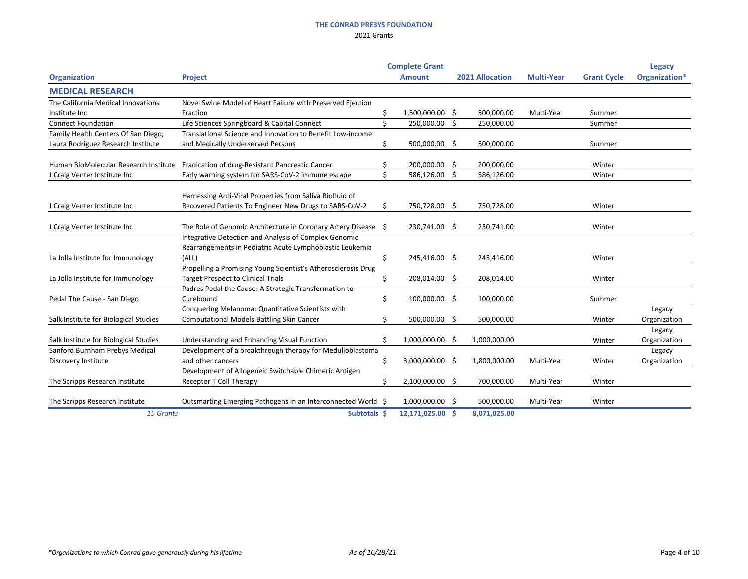**THE CONRAD PREBYS FOUNDATION**

2021 Grants

| Organization | Project | Complete Grant Amount | 2021 Allocation | Multi-Year | Grant Cycle | Legacy Organization* |
|---|---|---|---|---|---|---|
| **MEDICAL RESEARCH** | | | | | | |
| The California Medical Innovations Institute Inc | Novel Swine Model of Heart Failure with Preserved Ejection Fraction | $ 1,500,000.00 | $ 500,000.00 | Multi-Year | Summer | |
| Connect Foundation | Life Sciences Springboard & Capital Connect | $ 250,000.00 | $ 250,000.00 | | Summer | |
| Family Health Centers Of San Diego, Laura Rodriguez Research Institute | Translational Science and Innovation to Benefit Low-income and Medically Underserved Persons | $ 500,000.00 | $ 500,000.00 | | Summer | |
| Human BioMolecular Research Institute | Eradication of drug-Resistant Pancreatic Cancer | $ 200,000.00 | $ 200,000.00 | | Winter | |
| J Craig Venter Institute Inc | Early warning system for SARS-CoV-2 immune escape | $ 586,126.00 | $ 586,126.00 | | Winter | |
| J Craig Venter Institute Inc | Harnessing Anti-Viral Properties from Saliva Biofluid of Recovered Patients To Engineer New Drugs to SARS-CoV-2 | $ 750,728.00 | $ 750,728.00 | | Winter | |
| J Craig Venter Institute Inc | The Role of Genomic Architecture in Coronary Artery Disease | $ 230,741.00 | $ 230,741.00 | | Winter | |
| La Jolla Institute for Immunology | Integrative Detection and Analysis of Complex Genomic Rearrangements in Pediatric Acute Lymphoblastic Leukemia (ALL) | $ 245,416.00 | $ 245,416.00 | | Winter | |
| La Jolla Institute for Immunology | Propelling a Promising Young Scientist's Atherosclerosis Drug Target Prospect to Clinical Trials | $ 208,014.00 | $ 208,014.00 | | Winter | |
| Pedal The Cause - San Diego | Padres Pedal the Cause: A Strategic Transformation to Curebound | $ 100,000.00 | $ 100,000.00 | | Summer | |
| Salk Institute for Biological Studies | Conquering Melanoma: Quantitative Scientists with Computational Models Battling Skin Cancer | $ 500,000.00 | $ 500,000.00 | | Winter | Legacy Organization |
| Salk Institute for Biological Studies | Understanding and Enhancing Visual Function | $ 1,000,000.00 | $ 1,000,000.00 | | Winter | Legacy Organization |
| Sanford Burnham Prebys Medical Discovery Institute | Development of a breakthrough therapy for Medulloblastoma and other cancers | $ 3,000,000.00 | $ 1,800,000.00 | Multi-Year | Winter | Legacy Organization |
| The Scripps Research Institute | Development of Allogeneic Switchable Chimeric Antigen Receptor T Cell Therapy | $ 2,100,000.00 | $ 700,000.00 | Multi-Year | Winter | |
| The Scripps Research Institute | Outsmarting Emerging Pathogens in an Interconnected World | $ 1,000,000.00 | $ 500,000.00 | Multi-Year | Winter | |
| *15 Grants* | **Subtotals** | **$ 12,171,025.00** | **$ 8,071,025.00** | | | |

*Organizations to which Conrad gave generously during his lifetime

*As of 10/28/21*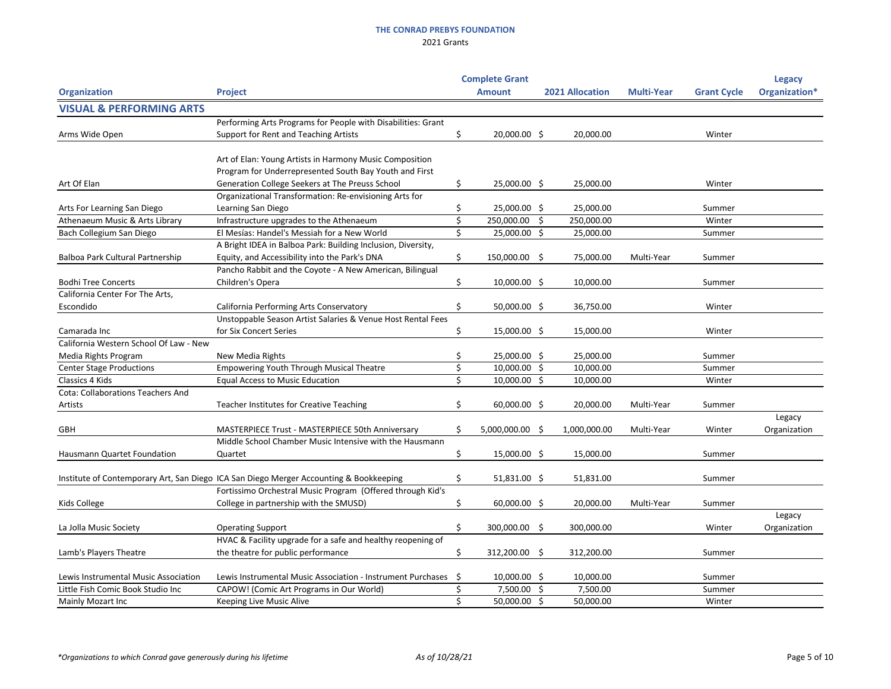**THE CONRAD PREBYS FOUNDATION**

2021 Grants

| Organization | Project | Complete Grant Amount | 2021 Allocation | Multi-Year | Grant Cycle | Legacy Organization* |
|---|---|---|---|---|---|---|
| **VISUAL & PERFORMING ARTS** | | | | | | |
| Arms Wide Open | Performing Arts Programs for People with Disabilities: Grant Support for Rent and Teaching Artists | $ 20,000.00 | $ 20,000.00 | | Winter | |
| Art Of Elan | Art of Elan: Young Artists in Harmony Music Composition Program for Underrepresented South Bay Youth and First Generation College Seekers at The Preuss School | $ 25,000.00 | $ 25,000.00 | | Winter | |
| Arts For Learning San Diego | Organizational Transformation: Re-envisioning Arts for Learning San Diego | $ 25,000.00 | $ 25,000.00 | | Summer | |
| Athenaeum Music & Arts Library | Infrastructure upgrades to the Athenaeum | $ 250,000.00 | $ 250,000.00 | | Winter | |
| Bach Collegium San Diego | El Mesías: Handel's Messiah for a New World | $ 25,000.00 | $ 25,000.00 | | Summer | |
| Balboa Park Cultural Partnership | A Bright IDEA in Balboa Park: Building Inclusion, Diversity, Equity, and Accessibility into the Park's DNA | $ 150,000.00 | $ 75,000.00 | Multi-Year | Summer | |
| Bodhi Tree Concerts | Pancho Rabbit and the Coyote - A New American, Bilingual Children's Opera | $ 10,000.00 | $ 10,000.00 | | Summer | |
| California Center For The Arts, Escondido | California Performing Arts Conservatory | $ 50,000.00 | $ 36,750.00 | | Winter | |
| Camarada Inc | Unstoppable Season Artist Salaries & Venue Host Rental Fees for Six Concert Series | $ 15,000.00 | $ 15,000.00 | | Winter | |
| California Western School Of Law - New Media Rights Program | New Media Rights | $ 25,000.00 | $ 25,000.00 | | Summer | |
| Center Stage Productions | Empowering Youth Through Musical Theatre | $ 10,000.00 | $ 10,000.00 | | Summer | |
| Classics 4 Kids | Equal Access to Music Education | $ 10,000.00 | $ 10,000.00 | | Winter | |
| Cota: Collaborations Teachers And Artists | Teacher Institutes for Creative Teaching | $ 60,000.00 | $ 20,000.00 | Multi-Year | Summer | |
| GBH | MASTERPIECE Trust - MASTERPIECE 50th Anniversary | $ 5,000,000.00 | $ 1,000,000.00 | Multi-Year | Winter | Legacy Organization |
| Hausmann Quartet Foundation | Middle School Chamber Music Intensive with the Hausmann Quartet | $ 15,000.00 | $ 15,000.00 | | Summer | |
| Institute of Contemporary Art, San Diego | ICA San Diego Merger Accounting & Bookkeeping | $ 51,831.00 | $ 51,831.00 | | Summer | |
| Kids College | Fortissimo Orchestral Music Program (Offered through Kid's College in partnership with the SMUSD) | $ 60,000.00 | $ 20,000.00 | Multi-Year | Summer | |
| La Jolla Music Society | Operating Support | $ 300,000.00 | $ 300,000.00 | | Winter | Legacy Organization |
| Lamb's Players Theatre | HVAC & Facility upgrade for a safe and healthy reopening of the theatre for public performance | $ 312,200.00 | $ 312,200.00 | | Summer | |
| Lewis Instrumental Music Association | Lewis Instrumental Music Association - Instrument Purchases | $ 10,000.00 | $ 10,000.00 | | Summer | |
| Little Fish Comic Book Studio Inc | CAPOW! (Comic Art Programs in Our World) | $ 7,500.00 | $ 7,500.00 | | Summer | |
| Mainly Mozart Inc | Keeping Live Music Alive | $ 50,000.00 | $ 50,000.00 | | Winter | |

*Organizations to which Conrad gave generously during his lifetime*

*As of 10/28/21*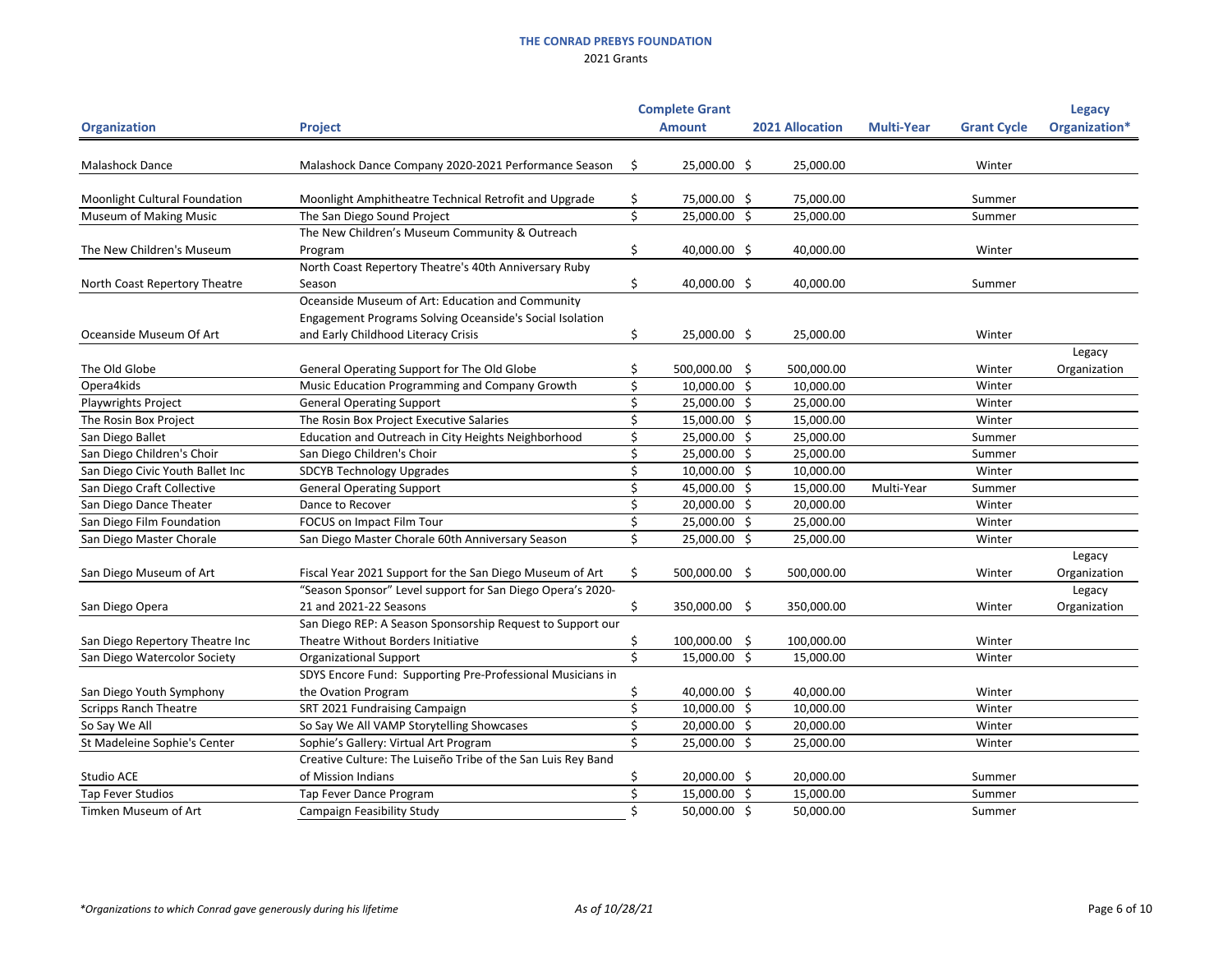**THE CONRAD PREBYS FOUNDATION**

2021 Grants

| Organization | Project | Complete Grant Amount | 2021 Allocation | Multi-Year | Grant Cycle | Legacy Organization* |
|---|---|---|---|---|---|---|
| Malashock Dance | Malashock Dance Company 2020-2021 Performance Season | $ 25,000.00 | $ 25,000.00 | | Winter | |
| Moonlight Cultural Foundation | Moonlight Amphitheatre Technical Retrofit and Upgrade | $ 75,000.00 | $ 75,000.00 | | Summer | |
| Museum of Making Music | The San Diego Sound Project | $ 25,000.00 | $ 25,000.00 | | Summer | |
| The New Children's Museum | The New Children's Museum Community & Outreach Program | $ 40,000.00 | $ 40,000.00 | | Winter | |
| North Coast Repertory Theatre | North Coast Repertory Theatre's 40th Anniversary Ruby Season | $ 40,000.00 | $ 40,000.00 | | Summer | |
| Oceanside Museum Of Art | Oceanside Museum of Art: Education and Community Engagement Programs Solving Oceanside's Social Isolation and Early Childhood Literacy Crisis | $ 25,000.00 | $ 25,000.00 | | Winter | |
| The Old Globe | General Operating Support for The Old Globe | $ 500,000.00 | $ 500,000.00 | | Winter | Legacy Organization |
| Opera4kids | Music Education Programming and Company Growth | $ 10,000.00 | $ 10,000.00 | | Winter | |
| Playwrights Project | General Operating Support | $ 25,000.00 | $ 25,000.00 | | Winter | |
| The Rosin Box Project | The Rosin Box Project Executive Salaries | $ 15,000.00 | $ 15,000.00 | | Winter | |
| San Diego Ballet | Education and Outreach in City Heights Neighborhood | $ 25,000.00 | $ 25,000.00 | | Summer | |
| San Diego Children's Choir | San Diego Children's Choir | $ 25,000.00 | $ 25,000.00 | | Summer | |
| San Diego Civic Youth Ballet Inc | SDCYB Technology Upgrades | $ 10,000.00 | $ 10,000.00 | | Winter | |
| San Diego Craft Collective | General Operating Support | $ 45,000.00 | $ 15,000.00 | Multi-Year | Summer | |
| San Diego Dance Theater | Dance to Recover | $ 20,000.00 | $ 20,000.00 | | Winter | |
| San Diego Film Foundation | FOCUS on Impact Film Tour | $ 25,000.00 | $ 25,000.00 | | Winter | |
| San Diego Master Chorale | San Diego Master Chorale 60th Anniversary Season | $ 25,000.00 | $ 25,000.00 | | Winter | |
| San Diego Museum of Art | Fiscal Year 2021 Support for the San Diego Museum of Art | $ 500,000.00 | $ 500,000.00 | | Winter | Legacy Organization |
| San Diego Opera | "Season Sponsor" Level support for San Diego Opera's 2020-21 and 2021-22 Seasons | $ 350,000.00 | $ 350,000.00 | | Winter | Legacy Organization |
| San Diego Repertory Theatre Inc | San Diego REP: A Season Sponsorship Request to Support our Theatre Without Borders Initiative | $ 100,000.00 | $ 100,000.00 | | Winter | |
| San Diego Watercolor Society | Organizational Support | $ 15,000.00 | $ 15,000.00 | | Winter | |
| San Diego Youth Symphony | SDYS Encore Fund: Supporting Pre-Professional Musicians in the Ovation Program | $ 40,000.00 | $ 40,000.00 | | Winter | |
| Scripps Ranch Theatre | SRT 2021 Fundraising Campaign | $ 10,000.00 | $ 10,000.00 | | Winter | |
| So Say We All | So Say We All VAMP Storytelling Showcases | $ 20,000.00 | $ 20,000.00 | | Winter | |
| St Madeleine Sophie's Center | Sophie's Gallery: Virtual Art Program | $ 25,000.00 | $ 25,000.00 | | Winter | |
| Studio ACE | Creative Culture: The Luiseño Tribe of the San Luis Rey Band of Mission Indians | $ 20,000.00 | $ 20,000.00 | | Summer | |
| Tap Fever Studios | Tap Fever Dance Program | $ 15,000.00 | $ 15,000.00 | | Summer | |
| Timken Museum of Art | Campaign Feasibility Study | $ 50,000.00 | $ 50,000.00 | | Summer | |

*Organizations to which Conrad gave generously during his lifetime*

*As of 10/28/21*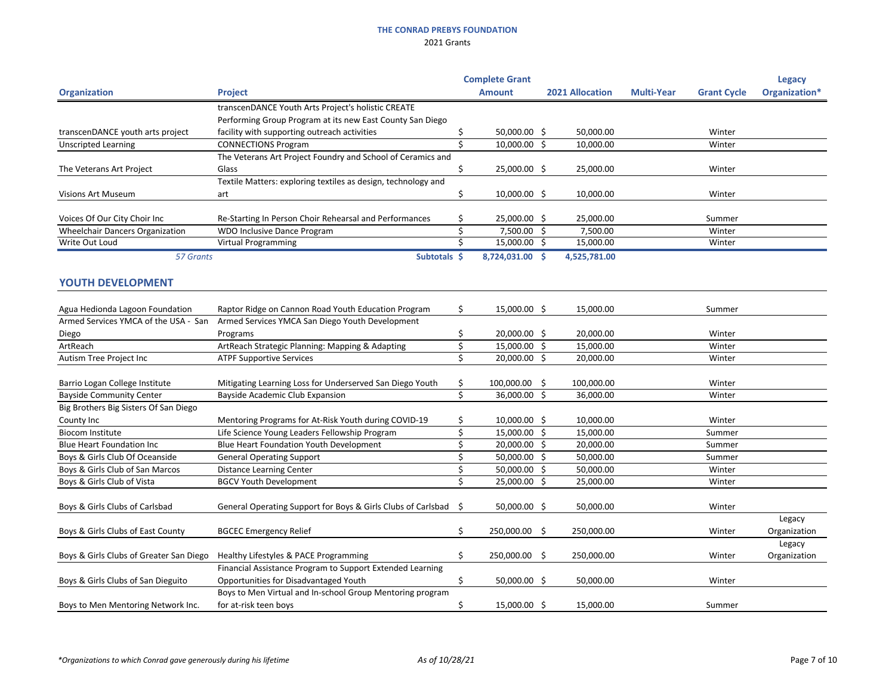**THE CONRAD PREBYS FOUNDATION**

2021 Grants

| Organization | Project | Complete Grant Amount | 2021 Allocation | Multi-Year | Grant Cycle | Legacy Organization* |
|---|---|---|---|---|---|---|
| transcenDANCE youth arts project | transcenDANCE Youth Arts Project's holistic CREATE Performing Group Program at its new East County San Diego facility with supporting outreach activities | $ 50,000.00 | $ 50,000.00 | | Winter | |
| Unscripted Learning | CONNECTIONS Program | $ 10,000.00 | $ 10,000.00 | | Winter | |
| The Veterans Art Project | The Veterans Art Project Foundry and School of Ceramics and Glass | $ 25,000.00 | $ 25,000.00 | | Winter | |
| Visions Art Museum | Textile Matters: exploring textiles as design, technology and art | $ 10,000.00 | $ 10,000.00 | | Winter | |
| Voices Of Our City Choir Inc | Re-Starting In Person Choir Rehearsal and Performances | $ 25,000.00 | $ 25,000.00 | | Summer | |
| Wheelchair Dancers Organization | WDO Inclusive Dance Program | $ 7,500.00 | $ 7,500.00 | | Winter | |
| Write Out Loud | Virtual Programming | $ 15,000.00 | $ 15,000.00 | | Winter | |
| *57 Grants* | **Subtotals** | **$ 8,724,031.00** | **$ 4,525,781.00** | | | |

## YOUTH DEVELOPMENT

| Organization | Project | Complete Grant Amount | 2021 Allocation | Multi-Year | Grant Cycle | Legacy Organization* |
|---|---|---|---|---|---|---|
| Agua Hedionda Lagoon Foundation | Raptor Ridge on Cannon Road Youth Education Program | $ 15,000.00 | $ 15,000.00 | | Summer | |
| Armed Services YMCA of the USA - San Diego | Armed Services YMCA San Diego Youth Development Programs | $ 20,000.00 | $ 20,000.00 | | Winter | |
| ArtReach | ArtReach Strategic Planning: Mapping & Adapting | $ 15,000.00 | $ 15,000.00 | | Winter | |
| Autism Tree Project Inc | ATPF Supportive Services | $ 20,000.00 | $ 20,000.00 | | Winter | |
| Barrio Logan College Institute | Mitigating Learning Loss for Underserved San Diego Youth | $ 100,000.00 | $ 100,000.00 | | Winter | |
| Bayside Community Center | Bayside Academic Club Expansion | $ 36,000.00 | $ 36,000.00 | | Winter | |
| Big Brothers Big Sisters Of San Diego County Inc | Mentoring Programs for At-Risk Youth during COVID-19 | $ 10,000.00 | $ 10,000.00 | | Winter | |
| Biocom Institute | Life Science Young Leaders Fellowship Program | $ 15,000.00 | $ 15,000.00 | | Summer | |
| Blue Heart Foundation Inc | Blue Heart Foundation Youth Development | $ 20,000.00 | $ 20,000.00 | | Summer | |
| Boys & Girls Club Of Oceanside | General Operating Support | $ 50,000.00 | $ 50,000.00 | | Summer | |
| Boys & Girls Club of San Marcos | Distance Learning Center | $ 50,000.00 | $ 50,000.00 | | Winter | |
| Boys & Girls Club of Vista | BGCV Youth Development | $ 25,000.00 | $ 25,000.00 | | Winter | |
| Boys & Girls Clubs of Carlsbad | General Operating Support for Boys & Girls Clubs of Carlsbad | $ 50,000.00 | $ 50,000.00 | | Winter | |
| Boys & Girls Clubs of East County | BGCEC Emergency Relief | $ 250,000.00 | $ 250,000.00 | | Winter | Legacy Organization |
| Boys & Girls Clubs of Greater San Diego | Healthy Lifestyles & PACE Programming | $ 250,000.00 | $ 250,000.00 | | Winter | Legacy Organization |
| Boys & Girls Clubs of San Dieguito | Financial Assistance Program to Support Extended Learning Opportunities for Disadvantaged Youth | $ 50,000.00 | $ 50,000.00 | | Winter | |
| Boys to Men Mentoring Network Inc. | Boys to Men Virtual and In-school Group Mentoring program for at-risk teen boys | $ 15,000.00 | $ 15,000.00 | | Summer | |

*\*Organizations to which Conrad gave generously during his lifetime*

*As of 10/28/21*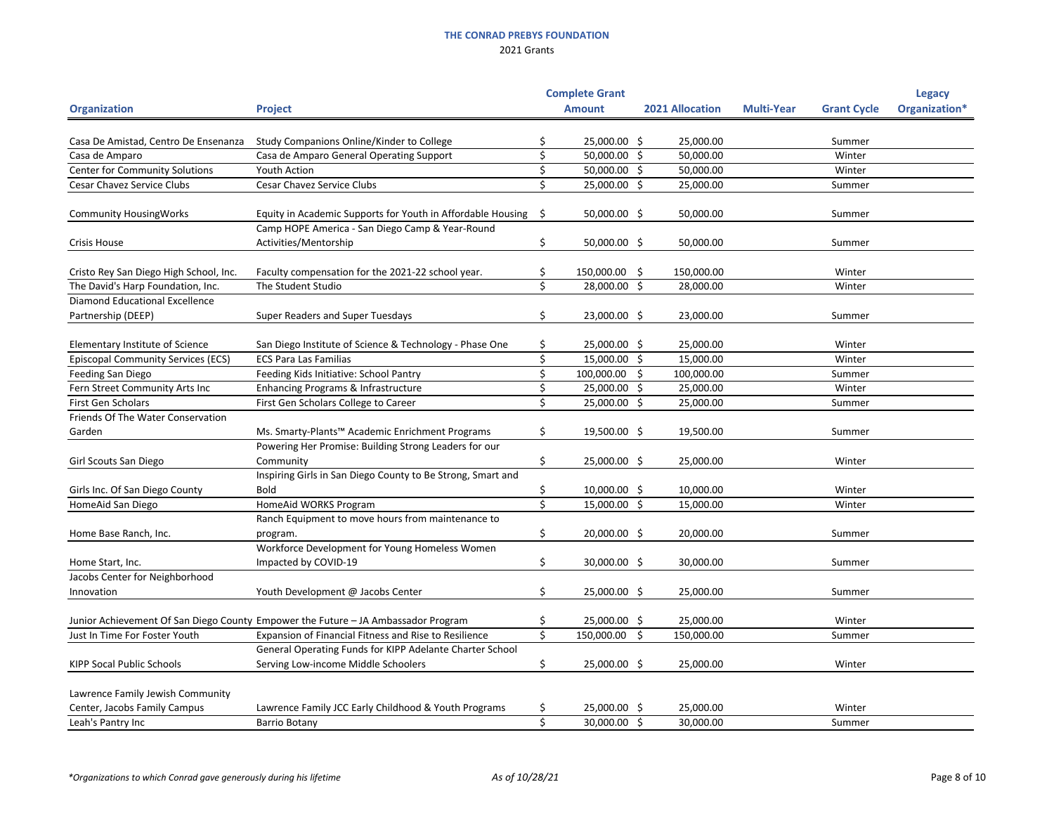**THE CONRAD PREBYS FOUNDATION**

2021 Grants

| Organization | Project | Complete Grant Amount | 2021 Allocation | Multi-Year | Grant Cycle | Legacy Organization* |
|---|---|---|---|---|---|---|
| Casa De Amistad, Centro De Ensenanza | Study Companions Online/Kinder to College | $ 25,000.00 | $ 25,000.00 | | Summer | |
| Casa de Amparo | Casa de Amparo General Operating Support | $ 50,000.00 | $ 50,000.00 | | Winter | |
| Center for Community Solutions | Youth Action | $ 50,000.00 | $ 50,000.00 | | Winter | |
| Cesar Chavez Service Clubs | Cesar Chavez Service Clubs | $ 25,000.00 | $ 25,000.00 | | Summer | |
| Community HousingWorks | Equity in Academic Supports for Youth in Affordable Housing | $ 50,000.00 | $ 50,000.00 | | Summer | |
| Crisis House | Camp HOPE America - San Diego Camp & Year-Round Activities/Mentorship | $ 50,000.00 | $ 50,000.00 | | Summer | |
| Cristo Rey San Diego High School, Inc. | Faculty compensation for the 2021-22 school year. | $ 150,000.00 | $ 150,000.00 | | Winter | |
| The David's Harp Foundation, Inc. | The Student Studio | $ 28,000.00 | $ 28,000.00 | | Winter | |
| Diamond Educational Excellence Partnership (DEEP) | Super Readers and Super Tuesdays | $ 23,000.00 | $ 23,000.00 | | Summer | |
| Elementary Institute of Science | San Diego Institute of Science & Technology - Phase One | $ 25,000.00 | $ 25,000.00 | | Winter | |
| Episcopal Community Services (ECS) | ECS Para Las Familias | $ 15,000.00 | $ 15,000.00 | | Winter | |
| Feeding San Diego | Feeding Kids Initiative: School Pantry | $ 100,000.00 | $ 100,000.00 | | Summer | |
| Fern Street Community Arts Inc | Enhancing Programs & Infrastructure | $ 25,000.00 | $ 25,000.00 | | Winter | |
| First Gen Scholars | First Gen Scholars College to Career | $ 25,000.00 | $ 25,000.00 | | Summer | |
| Friends Of The Water Conservation Garden | Ms. Smarty-Plants™ Academic Enrichment Programs | $ 19,500.00 | $ 19,500.00 | | Summer | |
| Girl Scouts San Diego | Powering Her Promise: Building Strong Leaders for our Community | $ 25,000.00 | $ 25,000.00 | | Winter | |
| Girls Inc. Of San Diego County | Inspiring Girls in San Diego County to Be Strong, Smart and Bold | $ 10,000.00 | $ 10,000.00 | | Winter | |
| HomeAid San Diego | HomeAid WORKS Program | $ 15,000.00 | $ 15,000.00 | | Winter | |
| Home Base Ranch, Inc. | Ranch Equipment to move hours from maintenance to program. | $ 20,000.00 | $ 20,000.00 | | Summer | |
| Home Start, Inc. | Workforce Development for Young Homeless Women Impacted by COVID-19 | $ 30,000.00 | $ 30,000.00 | | Summer | |
| Jacobs Center for Neighborhood Innovation | Youth Development @ Jacobs Center | $ 25,000.00 | $ 25,000.00 | | Summer | |
| Junior Achievement Of San Diego County | Empower the Future – JA Ambassador Program | $ 25,000.00 | $ 25,000.00 | | Winter | |
| Just In Time For Foster Youth | Expansion of Financial Fitness and Rise to Resilience | $ 150,000.00 | $ 150,000.00 | | Summer | |
| KIPP Socal Public Schools | General Operating Funds for KIPP Adelante Charter School Serving Low-income Middle Schoolers | $ 25,000.00 | $ 25,000.00 | | Winter | |
| Lawrence Family Jewish Community Center, Jacobs Family Campus | Lawrence Family JCC Early Childhood & Youth Programs | $ 25,000.00 | $ 25,000.00 | | Winter | |
| Leah's Pantry Inc | Barrio Botany | $ 30,000.00 | $ 30,000.00 | | Summer | |

*Organizations to which Conrad gave generously during his lifetime*

*As of 10/28/21*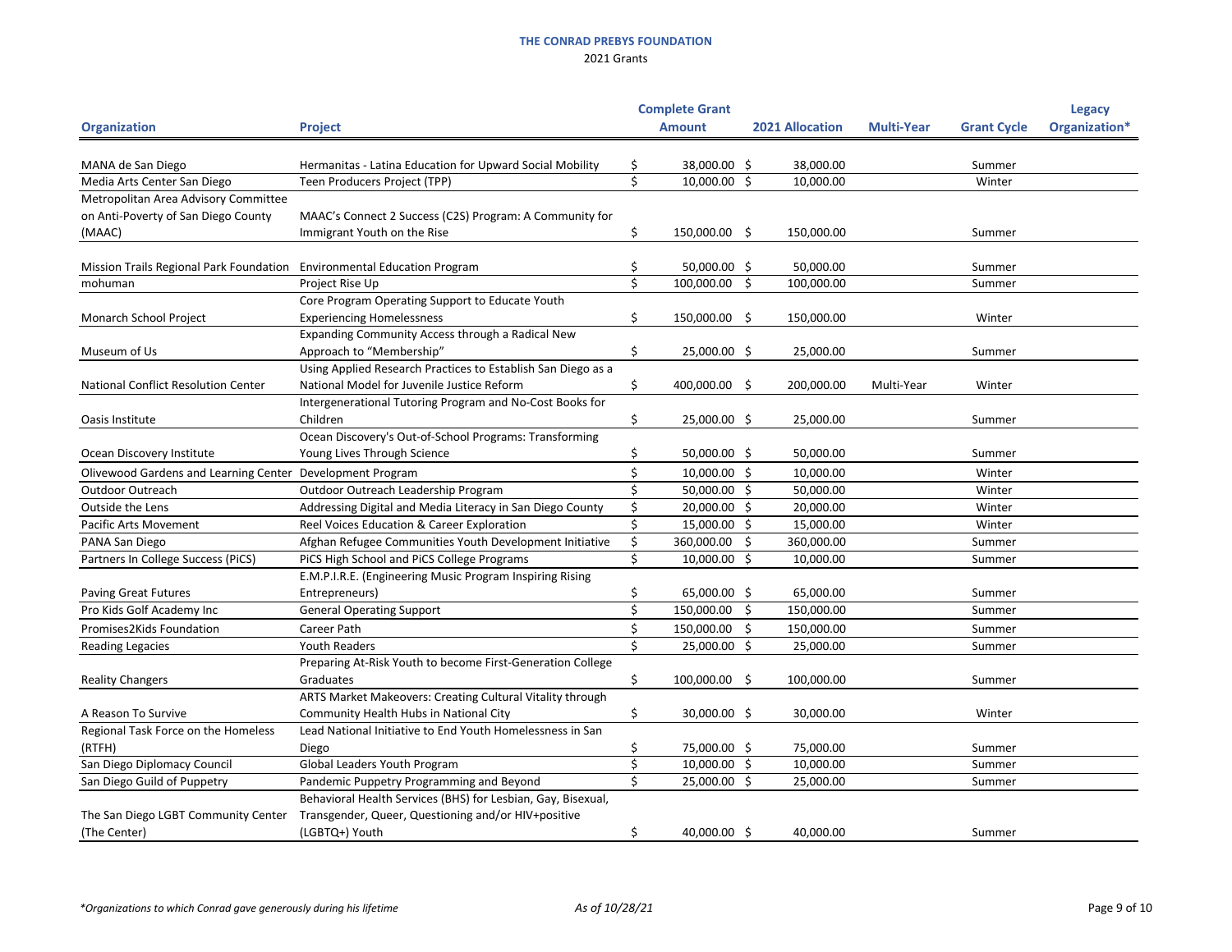**THE CONRAD PREBYS FOUNDATION**

2021 Grants

| Organization | Project | Complete Grant Amount | 2021 Allocation | Multi-Year | Grant Cycle | Legacy Organization* |
|---|---|---|---|---|---|---|
| MANA de San Diego | Hermanitas - Latina Education for Upward Social Mobility | $ 38,000.00 | $ 38,000.00 | | Summer | |
| Media Arts Center San Diego | Teen Producers Project (TPP) | $ 10,000.00 | $ 10,000.00 | | Winter | |
| Metropolitan Area Advisory Committee on Anti-Poverty of San Diego County (MAAC) | MAAC's Connect 2 Success (C2S) Program: A Community for Immigrant Youth on the Rise | $ 150,000.00 | $ 150,000.00 | | Summer | |
| Mission Trails Regional Park Foundation | Environmental Education Program | $ 50,000.00 | $ 50,000.00 | | Summer | |
| mohuman | Project Rise Up | $ 100,000.00 | $ 100,000.00 | | Summer | |
| Monarch School Project | Core Program Operating Support to Educate Youth Experiencing Homelessness | $ 150,000.00 | $ 150,000.00 | | Winter | |
| Museum of Us | Expanding Community Access through a Radical New Approach to "Membership" | $ 25,000.00 | $ 25,000.00 | | Summer | |
| National Conflict Resolution Center | Using Applied Research Practices to Establish San Diego as a National Model for Juvenile Justice Reform | $ 400,000.00 | $ 200,000.00 | Multi-Year | Winter | |
| Oasis Institute | Intergenerational Tutoring Program and No-Cost Books for Children | $ 25,000.00 | $ 25,000.00 | | Summer | |
| Ocean Discovery Institute | Ocean Discovery's Out-of-School Programs: Transforming Young Lives Through Science | $ 50,000.00 | $ 50,000.00 | | Summer | |
| Olivewood Gardens and Learning Center | Development Program | $ 10,000.00 | $ 10,000.00 | | Winter | |
| Outdoor Outreach | Outdoor Outreach Leadership Program | $ 50,000.00 | $ 50,000.00 | | Winter | |
| Outside the Lens | Addressing Digital and Media Literacy in San Diego County | $ 20,000.00 | $ 20,000.00 | | Winter | |
| Pacific Arts Movement | Reel Voices Education & Career Exploration | $ 15,000.00 | $ 15,000.00 | | Winter | |
| PANA San Diego | Afghan Refugee Communities Youth Development Initiative | $ 360,000.00 | $ 360,000.00 | | Summer | |
| Partners In College Success (PiCS) | PiCS High School and PiCS College Programs | $ 10,000.00 | $ 10,000.00 | | Summer | |
| Paving Great Futures | E.M.P.I.R.E. (Engineering Music Program Inspiring Rising Entrepreneurs) | $ 65,000.00 | $ 65,000.00 | | Summer | |
| Pro Kids Golf Academy Inc | General Operating Support | $ 150,000.00 | $ 150,000.00 | | Summer | |
| Promises2Kids Foundation | Career Path | $ 150,000.00 | $ 150,000.00 | | Summer | |
| Reading Legacies | Youth Readers | $ 25,000.00 | $ 25,000.00 | | Summer | |
| Reality Changers | Preparing At-Risk Youth to become First-Generation College Graduates | $ 100,000.00 | $ 100,000.00 | | Summer | |
| A Reason To Survive | ARTS Market Makeovers: Creating Cultural Vitality through Community Health Hubs in National City | $ 30,000.00 | $ 30,000.00 | | Winter | |
| Regional Task Force on the Homeless (RTFH) | Lead National Initiative to End Youth Homelessness in San Diego | $ 75,000.00 | $ 75,000.00 | | Summer | |
| San Diego Diplomacy Council | Global Leaders Youth Program | $ 10,000.00 | $ 10,000.00 | | Summer | |
| San Diego Guild of Puppetry | Pandemic Puppetry Programming and Beyond | $ 25,000.00 | $ 25,000.00 | | Summer | |
| The San Diego LGBT Community Center (The Center) | Behavioral Health Services (BHS) for Lesbian, Gay, Bisexual, Transgender, Queer, Questioning and/or HIV+positive (LGBTQ+) Youth | $ 40,000.00 | $ 40,000.00 | | Summer | |

*Organizations to which Conrad gave generously during his lifetime*

*As of 10/28/21*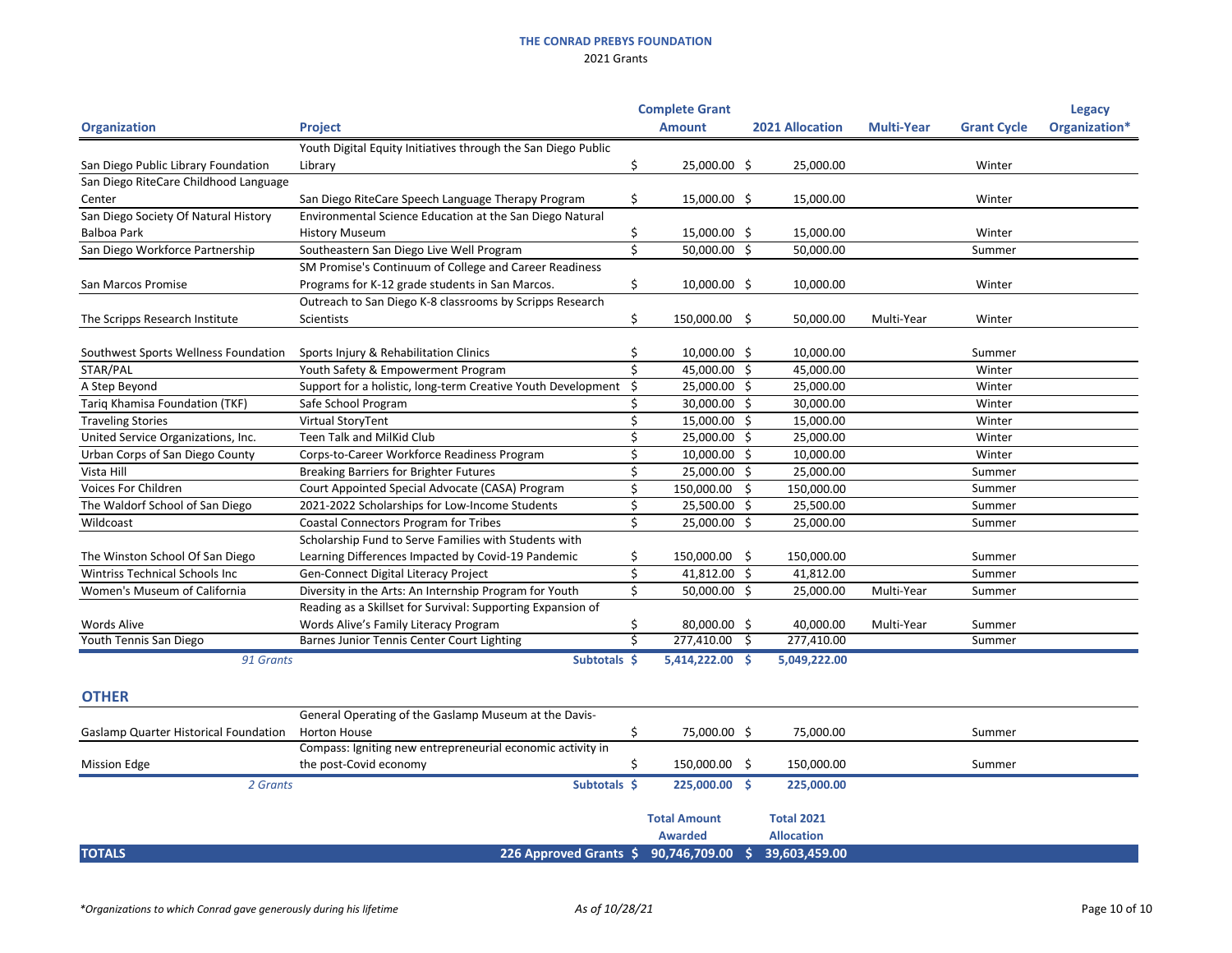**THE CONRAD PREBYS FOUNDATION**

2021 Grants

| Organization | Project | Complete Grant Amount | 2021 Allocation | Multi-Year | Grant Cycle | Legacy Organization* |
|---|---|---|---|---|---|---|
| San Diego Public Library Foundation | Youth Digital Equity Initiatives through the San Diego Public Library | $ 25,000.00 | $ 25,000.00 | | Winter | |
| San Diego RiteCare Childhood Language Center | San Diego RiteCare Speech Language Therapy Program | $ 15,000.00 | $ 15,000.00 | | Winter | |
| San Diego Society Of Natural History Balboa Park | Environmental Science Education at the San Diego Natural History Museum | $ 15,000.00 | $ 15,000.00 | | Winter | |
| San Diego Workforce Partnership | Southeastern San Diego Live Well Program | $ 50,000.00 | $ 50,000.00 | | Summer | |
| San Marcos Promise | SM Promise's Continuum of College and Career Readiness Programs for K-12 grade students in San Marcos. | $ 10,000.00 | $ 10,000.00 | | Winter | |
| The Scripps Research Institute | Outreach to San Diego K-8 classrooms by Scripps Research Scientists | $ 150,000.00 | $ 50,000.00 | Multi-Year | Winter | |
| Southwest Sports Wellness Foundation | Sports Injury & Rehabilitation Clinics | $ 10,000.00 | $ 10,000.00 | | Summer | |
| STAR/PAL | Youth Safety & Empowerment Program | $ 45,000.00 | $ 45,000.00 | | Winter | |
| A Step Beyond | Support for a holistic, long-term Creative Youth Development | $ 25,000.00 | $ 25,000.00 | | Winter | |
| Tariq Khamisa Foundation (TKF) | Safe School Program | $ 30,000.00 | $ 30,000.00 | | Winter | |
| Traveling Stories | Virtual StoryTent | $ 15,000.00 | $ 15,000.00 | | Winter | |
| United Service Organizations, Inc. | Teen Talk and MilKid Club | $ 25,000.00 | $ 25,000.00 | | Winter | |
| Urban Corps of San Diego County | Corps-to-Career Workforce Readiness Program | $ 10,000.00 | $ 10,000.00 | | Winter | |
| Vista Hill | Breaking Barriers for Brighter Futures | $ 25,000.00 | $ 25,000.00 | | Summer | |
| Voices For Children | Court Appointed Special Advocate (CASA) Program | $ 150,000.00 | $ 150,000.00 | | Summer | |
| The Waldorf School of San Diego | 2021-2022 Scholarships for Low-Income Students | $ 25,500.00 | $ 25,500.00 | | Summer | |
| Wildcoast | Coastal Connectors Program for Tribes | $ 25,000.00 | $ 25,000.00 | | Summer | |
| The Winston School Of San Diego | Scholarship Fund to Serve Families with Students with Learning Differences Impacted by Covid-19 Pandemic | $ 150,000.00 | $ 150,000.00 | | Summer | |
| Wintriss Technical Schools Inc | Gen-Connect Digital Literacy Project | $ 41,812.00 | $ 41,812.00 | | Summer | |
| Women's Museum of California | Diversity in the Arts: An Internship Program for Youth | $ 50,000.00 | $ 25,000.00 | Multi-Year | Summer | |
| Words Alive | Reading as a Skillset for Survival: Supporting Expansion of Words Alive's Family Literacy Program | $ 80,000.00 | $ 40,000.00 | Multi-Year | Summer | |
| Youth Tennis San Diego | Barnes Junior Tennis Center Court Lighting | $ 277,410.00 | $ 277,410.00 | | Summer | |
| *91 Grants* | **Subtotals** | **$ 5,414,222.00** | **$ 5,049,222.00** | | | |

## OTHER

| Organization | Project | Complete Grant Amount | 2021 Allocation | Multi-Year | Grant Cycle | Legacy Organization* |
|---|---|---|---|---|---|---|
| Gaslamp Quarter Historical Foundation | General Operating of the Gaslamp Museum at the Davis-Horton House | $ 75,000.00 | $ 75,000.00 | | Summer | |
| Mission Edge | Compass: Igniting new entrepreneurial economic activity in the post-Covid economy | $ 150,000.00 | $ 150,000.00 | | Summer | |
| *2 Grants* | **Subtotals** | **$ 225,000.00** | **$ 225,000.00** | | | |

| | | Total Amount Awarded | Total 2021 Allocation |
|---|---|---|---|
| **TOTALS** | **226 Approved Grants** | **$ 90,746,709.00** | **$ 39,603,459.00** |

*\*Organizations to which Conrad gave generously during his lifetime*

*As of 10/28/21*